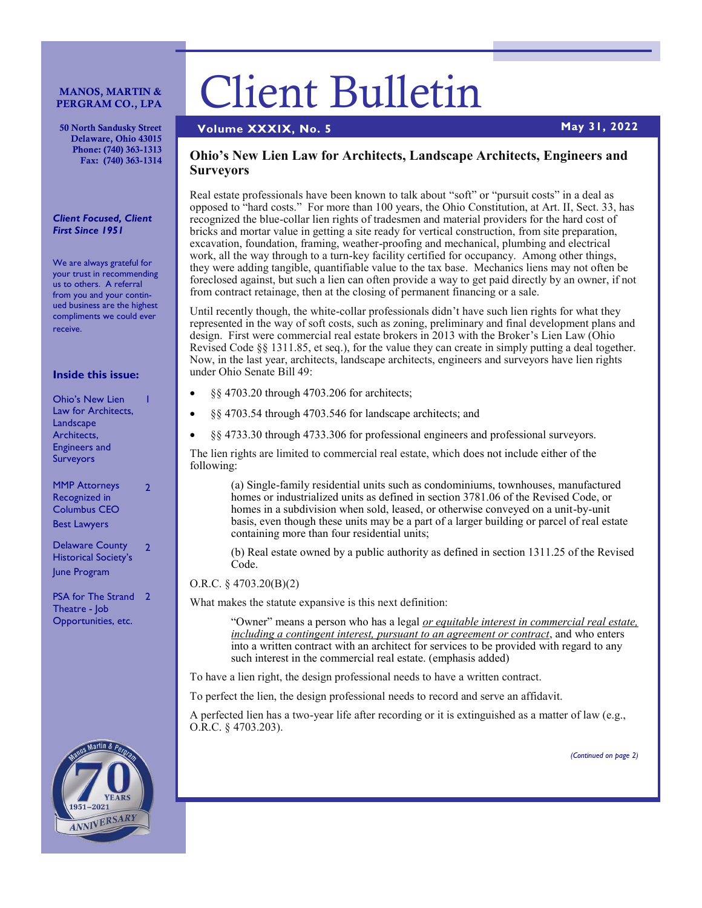**MANOS, MARTIN & PERGRAM CO., LPA**

**50 North Sandusky Street**
**Delaware, Ohio 43015**
**Phone: (740) 363-1313**
**Fax: (740) 363-1314**

***Client Focused, Client First Since 1951***

We are always grateful for your trust in recommending us to others. A referral from you and your continued business are the highest compliments we could ever receive.

**Inside this issue:**

- Ohio's New Lien Law for Architects, Landscape Architects, Engineers and Surveyors — 1
- MMP Attorneys Recognized in Columbus CEO Best Lawyers — 2
- Delaware County Historical Society's June Program — 2
- PSA for The Strand Theatre - Job Opportunities, etc. — 2

# Client Bulletin

**Volume XXXIX, No. 5** **May 31, 2022**

## Ohio's New Lien Law for Architects, Landscape Architects, Engineers and Surveyors

Real estate professionals have been known to talk about "soft" or "pursuit costs" in a deal as opposed to "hard costs." For more than 100 years, the Ohio Constitution, at Art. II, Sect. 33, has recognized the blue-collar lien rights of tradesmen and material providers for the hard cost of bricks and mortar value in getting a site ready for vertical construction, from site preparation, excavation, foundation, framing, weather-proofing and mechanical, plumbing and electrical work, all the way through to a turn-key facility certified for occupancy. Among other things, they were adding tangible, quantifiable value to the tax base. Mechanics liens may not often be foreclosed against, but such a lien can often provide a way to get paid directly by an owner, if not from contract retainage, then at the closing of permanent financing or a sale.

Until recently though, the white-collar professionals didn't have such lien rights for what they represented in the way of soft costs, such as zoning, preliminary and final development plans and design. First were commercial real estate brokers in 2013 with the Broker's Lien Law (Ohio Revised Code §§ 1311.85, et seq.), for the value they can create in simply putting a deal together. Now, in the last year, architects, landscape architects, engineers and surveyors have lien rights under Ohio Senate Bill 49:

- §§ 4703.20 through 4703.206 for architects;
- §§ 4703.54 through 4703.546 for landscape architects; and
- §§ 4733.30 through 4733.306 for professional engineers and professional surveyors.

The lien rights are limited to commercial real estate, which does not include either of the following:

> (a) Single-family residential units such as condominiums, townhouses, manufactured homes or industrialized units as defined in section 3781.06 of the Revised Code, or homes in a subdivision when sold, leased, or otherwise conveyed on a unit-by-unit basis, even though these units may be a part of a larger building or parcel of real estate containing more than four residential units;
>
> (b) Real estate owned by a public authority as defined in section 1311.25 of the Revised Code.

O.R.C. § 4703.20(B)(2)

What makes the statute expansive is this next definition:

> "Owner" means a person who has a legal *or equitable interest in commercial real estate, including a contingent interest, pursuant to an agreement or contract*, and who enters into a written contract with an architect for services to be provided with regard to any such interest in the commercial real estate. (emphasis added)

To have a lien right, the design professional needs to have a written contract.

To perfect the lien, the design professional needs to record and serve an affidavit.

A perfected lien has a two-year life after recording or it is extinguished as a matter of law (e.g., O.R.C. § 4703.203).

*(Continued on page 2)*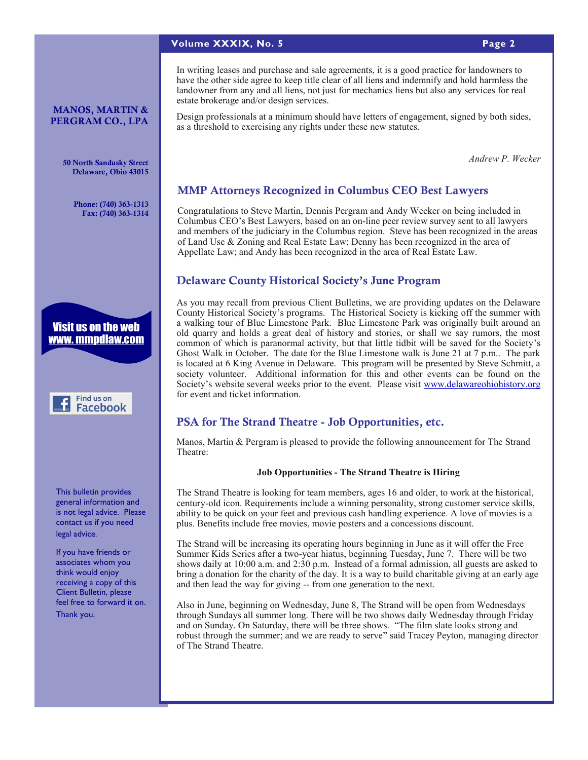In writing leases and purchase and sale agreements, it is a good practice for landowners to have the other side agree to keep title clear of all liens and indemnify and hold harmless the landowner from any and all liens, not just for mechanics liens but also any services for real estate brokerage and/or design services.

Design professionals at a minimum should have letters of engagement, signed by both sides, as a threshold to exercising any rights under these new statutes.

*Andrew P. Wecker*

**MANOS, MARTIN & PERGRAM CO., LPA**

50 North Sandusky Street
Delaware, Ohio 43015

Phone: (740) 363-1313
Fax: (740) 363-1314

Visit us on the web
www.mmpdlaw.com

Find us on Facebook

This bulletin provides general information and is not legal advice. Please contact us if you need legal advice.

If you have friends or associates whom you think would enjoy receiving a copy of this Client Bulletin, please feel free to forward it on. Thank you.

## MMP Attorneys Recognized in Columbus CEO Best Lawyers

Congratulations to Steve Martin, Dennis Pergram and Andy Wecker on being included in Columbus CEO's Best Lawyers, based on an on-line peer review survey sent to all lawyers and members of the judiciary in the Columbus region. Steve has been recognized in the areas of Land Use & Zoning and Real Estate Law; Denny has been recognized in the area of Appellate Law; and Andy has been recognized in the area of Real Estate Law.

## Delaware County Historical Society's June Program

As you may recall from previous Client Bulletins, we are providing updates on the Delaware County Historical Society's programs. The Historical Society is kicking off the summer with a walking tour of Blue Limestone Park. Blue Limestone Park was originally built around an old quarry and holds a great deal of history and stories, or shall we say rumors, the most common of which is paranormal activity, but that little tidbit will be saved for the Society's Ghost Walk in October. The date for the Blue Limestone walk is June 21 at 7 p.m.. The park is located at 6 King Avenue in Delaware. This program will be presented by Steve Schmitt, a society volunteer. Additional information for this and other events can be found on the Society's website several weeks prior to the event. Please visit www.delawareohiohistory.org for event and ticket information.

## PSA for The Strand Theatre - Job Opportunities, etc.

Manos, Martin & Pergram is pleased to provide the following announcement for The Strand Theatre:

**Job Opportunities - The Strand Theatre is Hiring**

The Strand Theatre is looking for team members, ages 16 and older, to work at the historical, century-old icon. Requirements include a winning personality, strong customer service skills, ability to be quick on your feet and previous cash handling experience. A love of movies is a plus. Benefits include free movies, movie posters and a concessions discount.

The Strand will be increasing its operating hours beginning in June as it will offer the Free Summer Kids Series after a two-year hiatus, beginning Tuesday, June 7. There will be two shows daily at 10:00 a.m. and 2:30 p.m. Instead of a formal admission, all guests are asked to bring a donation for the charity of the day. It is a way to build charitable giving at an early age and then lead the way for giving -- from one generation to the next.

Also in June, beginning on Wednesday, June 8, The Strand will be open from Wednesdays through Sundays all summer long. There will be two shows daily Wednesday through Friday and on Sunday. On Saturday, there will be three shows. "The film slate looks strong and robust through the summer; and we are ready to serve" said Tracey Peyton, managing director of The Strand Theatre.